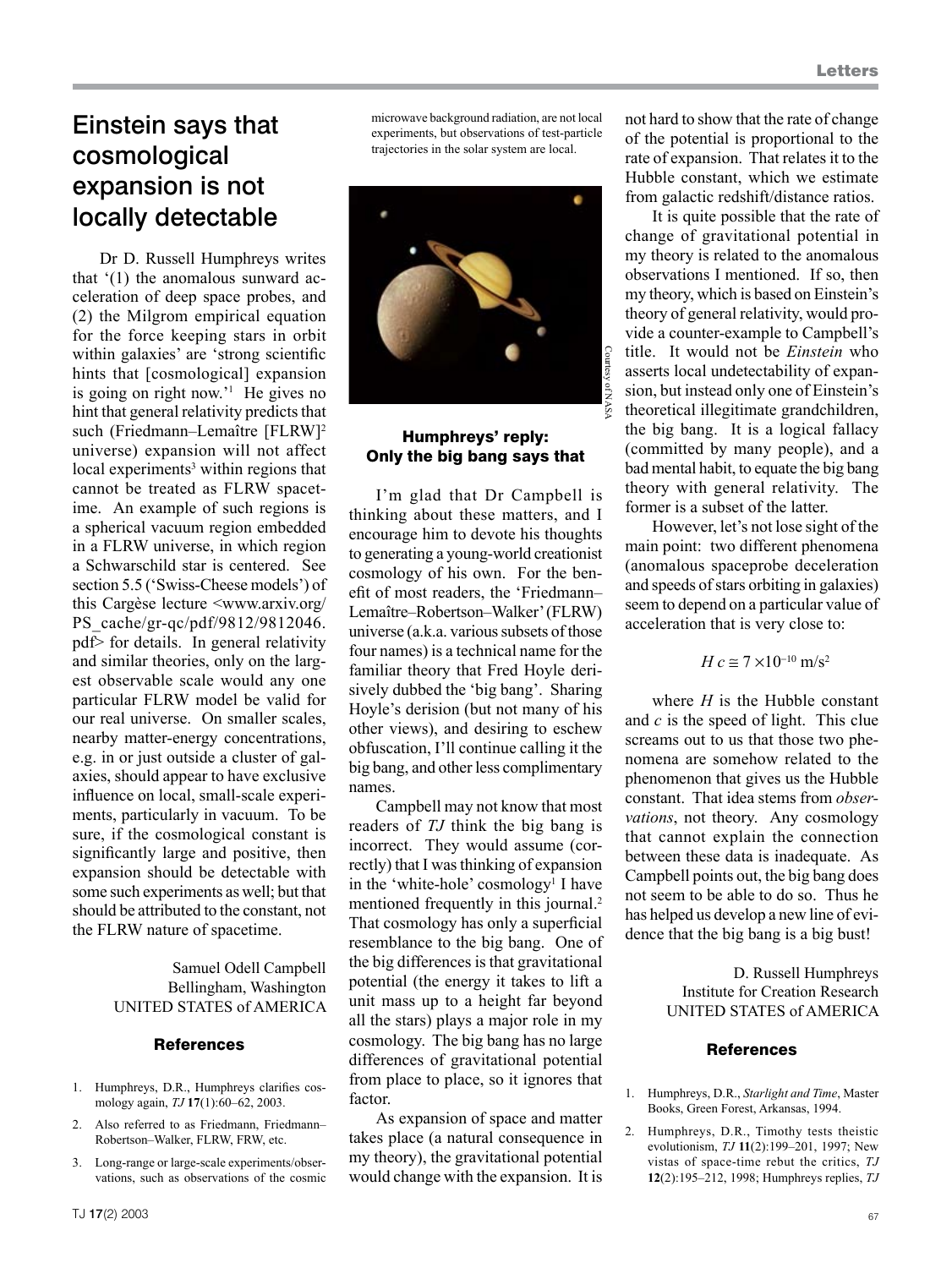# Einstein says that cosmological expansion is not locally detectable

Dr D. Russell Humphreys writes that '(1) the anomalous sunward acceleration of deep space probes, and (2) the Milgrom empirical equation for the force keeping stars in orbit within galaxies' are 'strong scientific hints that [cosmological] expansion is going on right now.'[1] He gives no hint that general relativity predicts that such (Friedmann–Lemaître [FLRW][2] universe) expansion will not affect local experiments[3] within regions that cannot be treated as FLRW spacetime. An example of such regions is a spherical vacuum region embedded in a FLRW universe, in which region a Schwarschild star is centered. See section 5.5 ('Swiss-Cheese models') of this Cargèse lecture <www.arxiv.org/PS_cache/gr-qc/pdf/9812/9812046.pdf> for details. In general relativity and similar theories, only on the largest observable scale would any one particular FLRW model be valid for our real universe. On smaller scales, nearby matter-energy concentrations, e.g. in or just outside a cluster of galaxies, should appear to have exclusive influence on local, small-scale experiments, particularly in vacuum. To be sure, if the cosmological constant is significantly large and positive, then expansion should be detectable with some such experiments as well; but that should be attributed to the constant, not the FLRW nature of spacetime.

Samuel Odell Campbell
Bellingham, Washington
UNITED STATES of AMERICA

### References

1. Humphreys, D.R., Humphreys clarifies cosmology again, *TJ* **17**(1):60–62, 2003.
2. Also referred to as Friedmann, Friedmann–Robertson–Walker, FLRW, FRW, etc.
3. Long-range or large-scale experiments/observations, such as observations of the cosmic microwave background radiation, are not local experiments, but observations of test-particle trajectories in the solar system are local.

Courtesy of NASA

## Humphreys' reply: Only the big bang says that

I'm glad that Dr Campbell is thinking about these matters, and I encourage him to devote his thoughts to generating a young-world creationist cosmology of his own. For the benefit of most readers, the 'Friedmann–Lemaître–Robertson–Walker' (FLRW) universe (a.k.a. various subsets of those four names) is a technical name for the familiar theory that Fred Hoyle derisively dubbed the 'big bang'. Sharing Hoyle's derision (but not many of his other views), and desiring to eschew obfuscation, I'll continue calling it the big bang, and other less complimentary names.

Campbell may not know that most readers of *TJ* think the big bang is incorrect. They would assume (correctly) that I was thinking of expansion in the 'white-hole' cosmology[1] I have mentioned frequently in this journal.[2] That cosmology has only a superficial resemblance to the big bang. One of the big differences is that gravitational potential (the energy it takes to lift a unit mass up to a height far beyond all the stars) plays a major role in my cosmology. The big bang has no large differences of gravitational potential from place to place, so it ignores that factor.

As expansion of space and matter takes place (a natural consequence in my theory), the gravitational potential would change with the expansion. It is not hard to show that the rate of change of the potential is proportional to the rate of expansion. That relates it to the Hubble constant, which we estimate from galactic redshift/distance ratios.

It is quite possible that the rate of change of gravitational potential in my theory is related to the anomalous observations I mentioned. If so, then my theory, which is based on Einstein's theory of general relativity, would provide a counter-example to Campbell's title. It would not be *Einstein* who asserts local undetectability of expansion, but instead only one of Einstein's theoretical illegitimate grandchildren, the big bang. It is a logical fallacy (committed by many people), and a bad mental habit, to equate the big bang theory with general relativity. The former is a subset of the latter.

However, let's not lose sight of the main point: two different phenomena (anomalous spaceprobe deceleration and speeds of stars orbiting in galaxies) seem to depend on a particular value of acceleration that is very close to:

$$H\,c \cong 7 \times 10^{-10}\ \text{m/s}^2$$

where $H$ is the Hubble constant and $c$ is the speed of light. This clue screams out to us that those two phenomena are somehow related to the phenomenon that gives us the Hubble constant. That idea stems from *observations*, not theory. Any cosmology that cannot explain the connection between these data is inadequate. As Campbell points out, the big bang does not seem to be able to do so. Thus he has helped us develop a new line of evidence that the big bang is a big bust!

D. Russell Humphreys
Institute for Creation Research
UNITED STATES of AMERICA

### References

1. Humphreys, D.R., *Starlight and Time*, Master Books, Green Forest, Arkansas, 1994.
2. Humphreys, D.R., Timothy tests theistic evolutionism, *TJ* **11**(2):199–201, 1997; New vistas of space-time rebut the critics, *TJ* **12**(2):195–212, 1998; Humphreys replies, *TJ*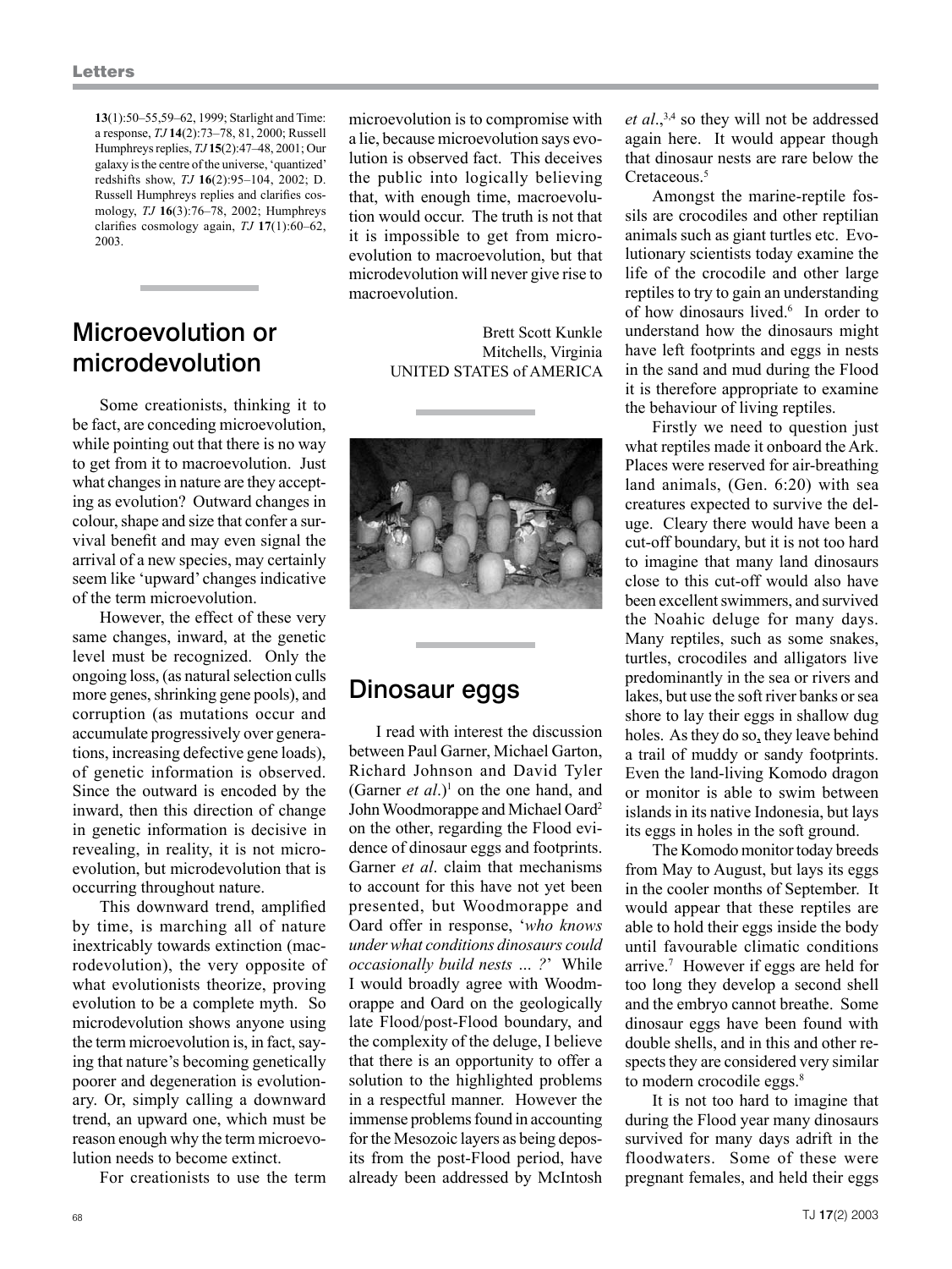**13**(1):50–55,59–62, 1999; Starlight and Time: a response, *TJ* **14**(2):73–78, 81, 2000; Russell Humphreys replies, *TJ* **15**(2):47–48, 2001; Our galaxy is the centre of the universe, 'quantized' redshifts show, *TJ* **16**(2):95–104, 2002; D. Russell Humphreys replies and clarifies cosmology, *TJ* **16**(3):76–78, 2002; Humphreys clarifies cosmology again, *TJ* **17**(1):60–62, 2003.

## Microevolution or microdevolution

Some creationists, thinking it to be fact, are conceding microevolution, while pointing out that there is no way to get from it to macroevolution. Just what changes in nature are they accepting as evolution? Outward changes in colour, shape and size that confer a survival benefit and may even signal the arrival of a new species, may certainly seem like 'upward' changes indicative of the term microevolution.

However, the effect of these very same changes, inward, at the genetic level must be recognized. Only the ongoing loss, (as natural selection culls more genes, shrinking gene pools), and corruption (as mutations occur and accumulate progressively over generations, increasing defective gene loads), of genetic information is observed. Since the outward is encoded by the inward, then this direction of change in genetic information is decisive in revealing, in reality, it is not microevolution, but microdevolution that is occurring throughout nature.

This downward trend, amplified by time, is marching all of nature inextricably towards extinction (macrodevolution), the very opposite of what evolutionists theorize, proving evolution to be a complete myth. So microdevolution shows anyone using the term microevolution is, in fact, saying that nature's becoming genetically poorer and degeneration is evolutionary. Or, simply calling a downward trend, an upward one, which must be reason enough why the term microevolution needs to become extinct.

For creationists to use the term microevolution is to compromise with a lie, because microevolution says evolution is observed fact. This deceives the public into logically believing that, with enough time, macroevolution would occur. The truth is not that it is impossible to get from microevolution to macroevolution, but that microdevolution will never give rise to macroevolution.

Brett Scott Kunkle
Mitchells, Virginia
UNITED STATES of AMERICA

## Dinosaur eggs

I read with interest the discussion between Paul Garner, Michael Garton, Richard Johnson and David Tyler (Garner *et al*.)[1] on the one hand, and John Woodmorappe and Michael Oard[2] on the other, regarding the Flood evidence of dinosaur eggs and footprints. Garner *et al*. claim that mechanisms to account for this have not yet been presented, but Woodmorappe and Oard offer in response, '*who knows under what conditions dinosaurs could occasionally build nests ... ?*' While I would broadly agree with Woodmorappe and Oard on the geologically late Flood/post-Flood boundary, and the complexity of the deluge, I believe that there is an opportunity to offer a solution to the highlighted problems in a respectful manner. However the immense problems found in accounting for the Mesozoic layers as being deposits from the post-Flood period, have already been addressed by McIntosh *et al*.,[3,4] so they will not be addressed again here. It would appear though that dinosaur nests are rare below the Cretaceous.[5]

Amongst the marine-reptile fossils are crocodiles and other reptilian animals such as giant turtles etc. Evolutionary scientists today examine the life of the crocodile and other large reptiles to try to gain an understanding of how dinosaurs lived.[6] In order to understand how the dinosaurs might have left footprints and eggs in nests in the sand and mud during the Flood it is therefore appropriate to examine the behaviour of living reptiles.

Firstly we need to question just what reptiles made it onboard the Ark. Places were reserved for air-breathing land animals, (Gen. 6:20) with sea creatures expected to survive the deluge. Cleary there would have been a cut-off boundary, but it is not too hard to imagine that many land dinosaurs close to this cut-off would also have been excellent swimmers, and survived the Noahic deluge for many days. Many reptiles, such as some snakes, turtles, crocodiles and alligators live predominantly in the sea or rivers and lakes, but use the soft river banks or sea shore to lay their eggs in shallow dug holes. As they do so, they leave behind a trail of muddy or sandy footprints. Even the land-living Komodo dragon or monitor is able to swim between islands in its native Indonesia, but lays its eggs in holes in the soft ground.

The Komodo monitor today breeds from May to August, but lays its eggs in the cooler months of September. It would appear that these reptiles are able to hold their eggs inside the body until favourable climatic conditions arrive.[7] However if eggs are held for too long they develop a second shell and the embryo cannot breathe. Some dinosaur eggs have been found with double shells, and in this and other respects they are considered very similar to modern crocodile eggs.[8]

It is not too hard to imagine that during the Flood year many dinosaurs survived for many days adrift in the floodwaters. Some of these were pregnant females, and held their eggs